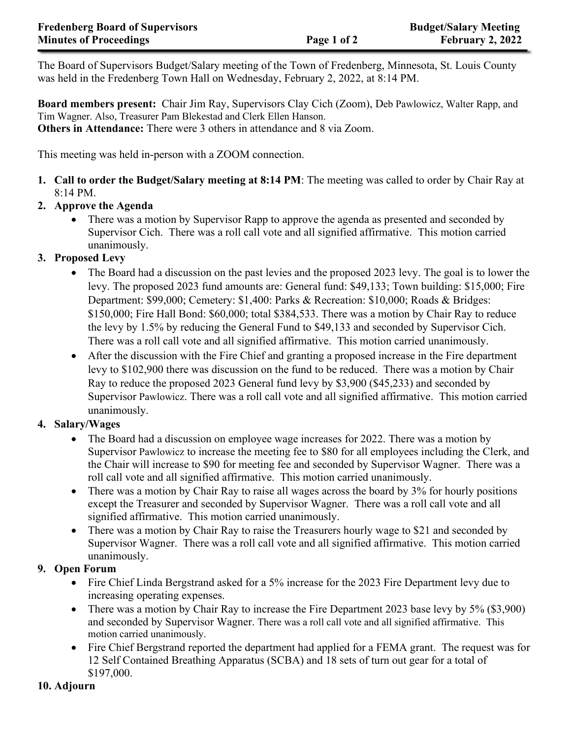The Board of Supervisors Budget/Salary meeting of the Town of Fredenberg, Minnesota, St. Louis County was held in the Fredenberg Town Hall on Wednesday, February 2, 2022, at 8:14 PM.

**Board members present:** Chair Jim Ray, Supervisors Clay Cich (Zoom), Deb Pawlowicz, Walter Rapp, and Tim Wagner. Also, Treasurer Pam Blekestad and Clerk Ellen Hanson.
**Others in Attendance:** There were 3 others in attendance and 8 via Zoom.

This meeting was held in-person with a ZOOM connection.

1. **Call to order the Budget/Salary meeting at 8:14 PM**: The meeting was called to order by Chair Ray at 8:14 PM.
2. **Approve the Agenda**
   - There was a motion by Supervisor Rapp to approve the agenda as presented and seconded by Supervisor Cich. There was a roll call vote and all signified affirmative. This motion carried unanimously.
3. **Proposed Levy**
   - The Board had a discussion on the past levies and the proposed 2023 levy. The goal is to lower the levy. The proposed 2023 fund amounts are: General fund: $49,133; Town building: $15,000; Fire Department: $99,000; Cemetery: $1,400: Parks & Recreation: $10,000; Roads & Bridges: $150,000; Fire Hall Bond: $60,000; total $384,533. There was a motion by Chair Ray to reduce the levy by 1.5% by reducing the General Fund to $49,133 and seconded by Supervisor Cich. There was a roll call vote and all signified affirmative. This motion carried unanimously.
   - After the discussion with the Fire Chief and granting a proposed increase in the Fire department levy to $102,900 there was discussion on the fund to be reduced. There was a motion by Chair Ray to reduce the proposed 2023 General fund levy by $3,900 ($45,233) and seconded by Supervisor Pawlowicz. There was a roll call vote and all signified affirmative. This motion carried unanimously.
4. **Salary/Wages**
   - The Board had a discussion on employee wage increases for 2022. There was a motion by Supervisor Pawlowicz to increase the meeting fee to $80 for all employees including the Clerk, and the Chair will increase to $90 for meeting fee and seconded by Supervisor Wagner. There was a roll call vote and all signified affirmative. This motion carried unanimously.
   - There was a motion by Chair Ray to raise all wages across the board by 3% for hourly positions except the Treasurer and seconded by Supervisor Wagner. There was a roll call vote and all signified affirmative. This motion carried unanimously.
   - There was a motion by Chair Ray to raise the Treasurers hourly wage to $21 and seconded by Supervisor Wagner. There was a roll call vote and all signified affirmative. This motion carried unanimously.

9. **Open Forum**
   - Fire Chief Linda Bergstrand asked for a 5% increase for the 2023 Fire Department levy due to increasing operating expenses.
   - There was a motion by Chair Ray to increase the Fire Department 2023 base levy by 5% ($3,900) and seconded by Supervisor Wagner. There was a roll call vote and all signified affirmative. This motion carried unanimously.
   - Fire Chief Bergstrand reported the department had applied for a FEMA grant. The request was for 12 Self Contained Breathing Apparatus (SCBA) and 18 sets of turn out gear for a total of $197,000.

10. **Adjourn**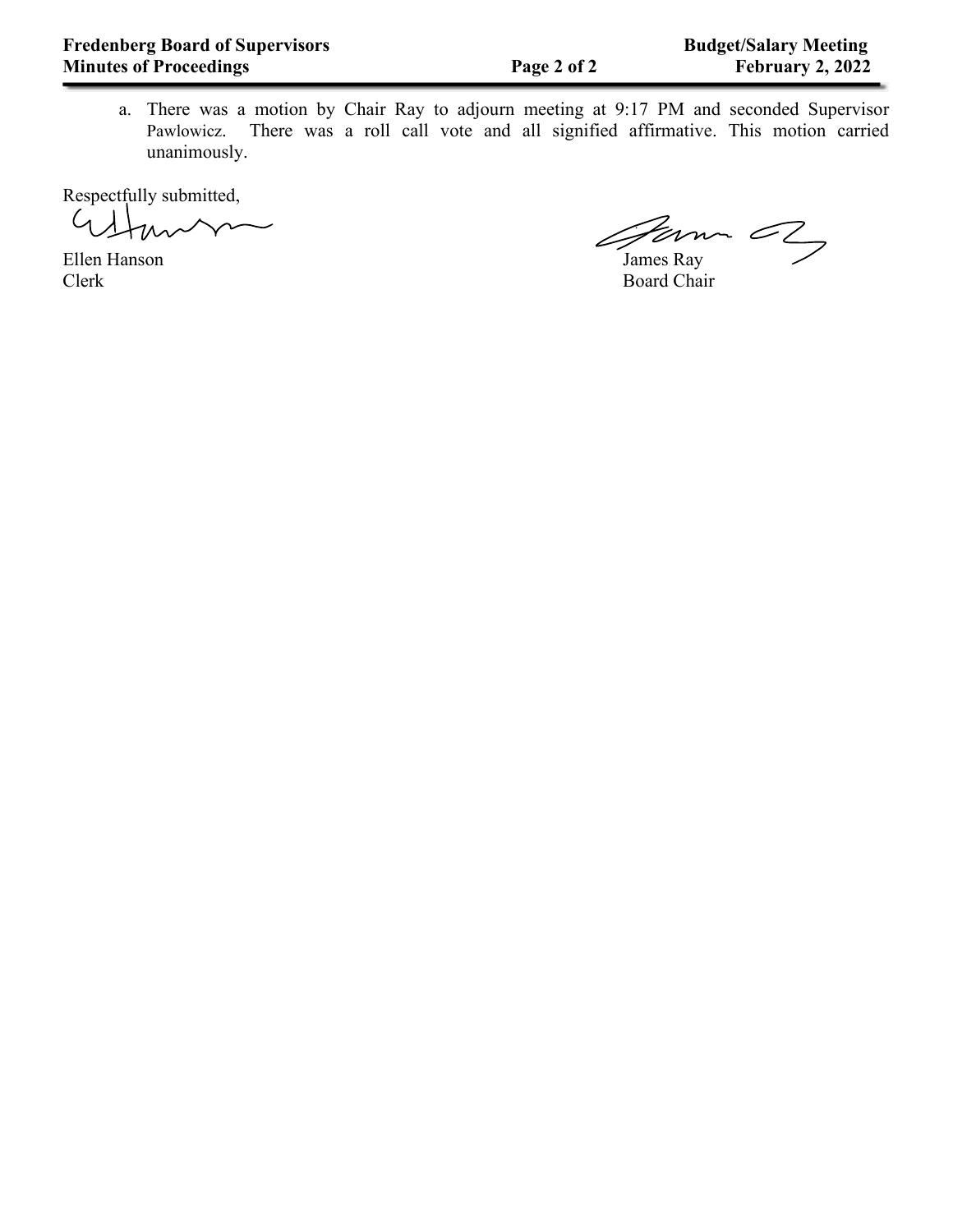a. There was a motion by Chair Ray to adjourn meeting at 9:17 PM and seconded Supervisor Pawlowicz. There was a roll call vote and all signified affirmative. This motion carried unanimously.

Respectfully submitted,

Ellen Hanson
Clerk

James Ray
Board Chair